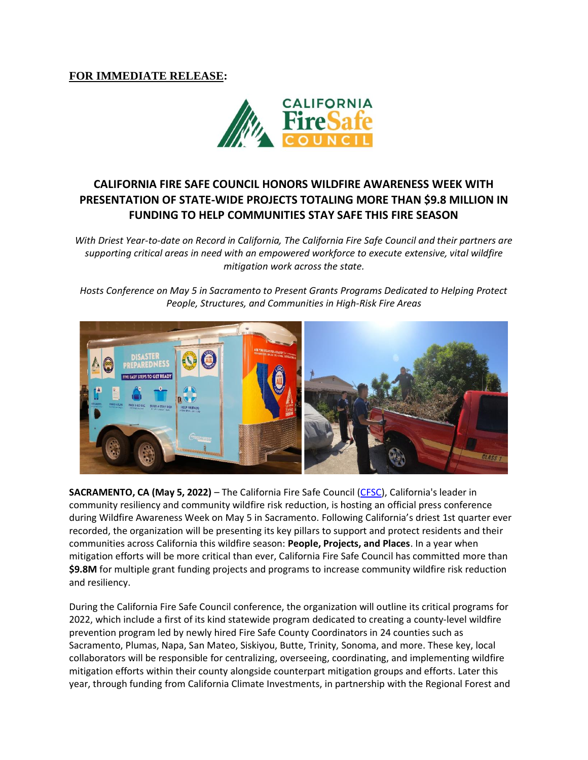**FOR IMMEDIATE RELEASE:**

# CALIFORNIA FIRE SAFE COUNCIL HONORS WILDFIRE AWARENESS WEEK WITH PRESENTATION OF STATE-WIDE PROJECTS TOTALING MORE THAN $9.8 MILLION IN FUNDING TO HELP COMMUNITIES STAY SAFE THIS FIRE SEASON

*With Driest Year-to-date on Record in California, The California Fire Safe Council and their partners are supporting critical areas in need with an empowered workforce to execute extensive, vital wildfire mitigation work across the state.*

*Hosts Conference on May 5 in Sacramento to Present Grants Programs Dedicated to Helping Protect People, Structures, and Communities in High-Risk Fire Areas*

**SACRAMENTO, CA (May 5, 2022)** – The California Fire Safe Council (CFSC), California's leader in community resiliency and community wildfire risk reduction, is hosting an official press conference during Wildfire Awareness Week on May 5 in Sacramento. Following California's driest 1st quarter ever recorded, the organization will be presenting its key pillars to support and protect residents and their communities across California this wildfire season: **People, Projects, and Places**. In a year when mitigation efforts will be more critical than ever, California Fire Safe Council has committed more than **$9.8M** for multiple grant funding projects and programs to increase community wildfire risk reduction and resiliency.

During the California Fire Safe Council conference, the organization will outline its critical programs for 2022, which include a first of its kind statewide program dedicated to creating a county-level wildfire prevention program led by newly hired Fire Safe County Coordinators in 24 counties such as Sacramento, Plumas, Napa, San Mateo, Siskiyou, Butte, Trinity, Sonoma, and more. These key, local collaborators will be responsible for centralizing, overseeing, coordinating, and implementing wildfire mitigation efforts within their county alongside counterpart mitigation groups and efforts. Later this year, through funding from California Climate Investments, in partnership with the Regional Forest and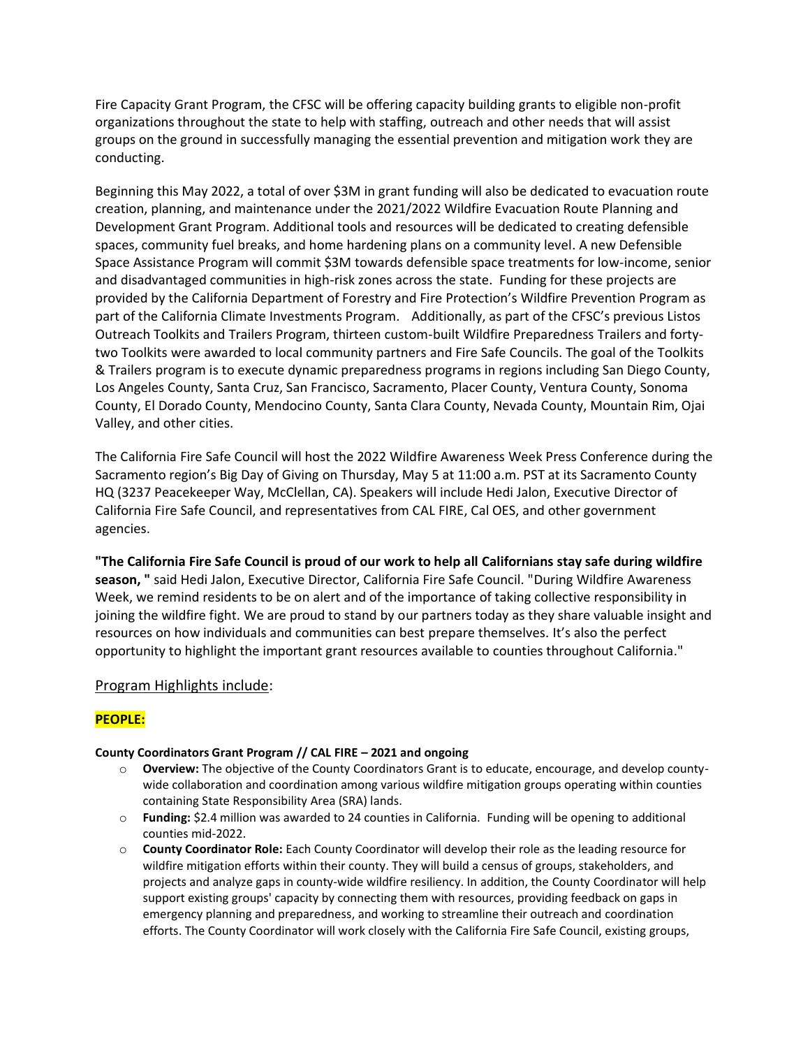Fire Capacity Grant Program, the CFSC will be offering capacity building grants to eligible non-profit organizations throughout the state to help with staffing, outreach and other needs that will assist groups on the ground in successfully managing the essential prevention and mitigation work they are conducting.

Beginning this May 2022, a total of over $3M in grant funding will also be dedicated to evacuation route creation, planning, and maintenance under the 2021/2022 Wildfire Evacuation Route Planning and Development Grant Program. Additional tools and resources will be dedicated to creating defensible spaces, community fuel breaks, and home hardening plans on a community level. A new Defensible Space Assistance Program will commit $3M towards defensible space treatments for low-income, senior and disadvantaged communities in high-risk zones across the state. Funding for these projects are provided by the California Department of Forestry and Fire Protection's Wildfire Prevention Program as part of the California Climate Investments Program. Additionally, as part of the CFSC's previous Listos Outreach Toolkits and Trailers Program, thirteen custom-built Wildfire Preparedness Trailers and forty-two Toolkits were awarded to local community partners and Fire Safe Councils. The goal of the Toolkits & Trailers program is to execute dynamic preparedness programs in regions including San Diego County, Los Angeles County, Santa Cruz, San Francisco, Sacramento, Placer County, Ventura County, Sonoma County, El Dorado County, Mendocino County, Santa Clara County, Nevada County, Mountain Rim, Ojai Valley, and other cities.

The California Fire Safe Council will host the 2022 Wildfire Awareness Week Press Conference during the Sacramento region's Big Day of Giving on Thursday, May 5 at 11:00 a.m. PST at its Sacramento County HQ (3237 Peacekeeper Way, McClellan, CA). Speakers will include Hedi Jalon, Executive Director of California Fire Safe Council, and representatives from CAL FIRE, Cal OES, and other government agencies.

**"The California Fire Safe Council is proud of our work to help all Californians stay safe during wildfire season, "** said Hedi Jalon, Executive Director, California Fire Safe Council. "During Wildfire Awareness Week, we remind residents to be on alert and of the importance of taking collective responsibility in joining the wildfire fight. We are proud to stand by our partners today as they share valuable insight and resources on how individuals and communities can best prepare themselves. It's also the perfect opportunity to highlight the important grant resources available to counties throughout California."

Program Highlights include:

**PEOPLE:**

**County Coordinators Grant Program // CAL FIRE – 2021 and ongoing**

- **Overview:** The objective of the County Coordinators Grant is to educate, encourage, and develop county-wide collaboration and coordination among various wildfire mitigation groups operating within counties containing State Responsibility Area (SRA) lands.
- **Funding:** $2.4 million was awarded to 24 counties in California. Funding will be opening to additional counties mid-2022.
- **County Coordinator Role:** Each County Coordinator will develop their role as the leading resource for wildfire mitigation efforts within their county. They will build a census of groups, stakeholders, and projects and analyze gaps in county-wide wildfire resiliency. In addition, the County Coordinator will help support existing groups' capacity by connecting them with resources, providing feedback on gaps in emergency planning and preparedness, and working to streamline their outreach and coordination efforts. The County Coordinator will work closely with the California Fire Safe Council, existing groups,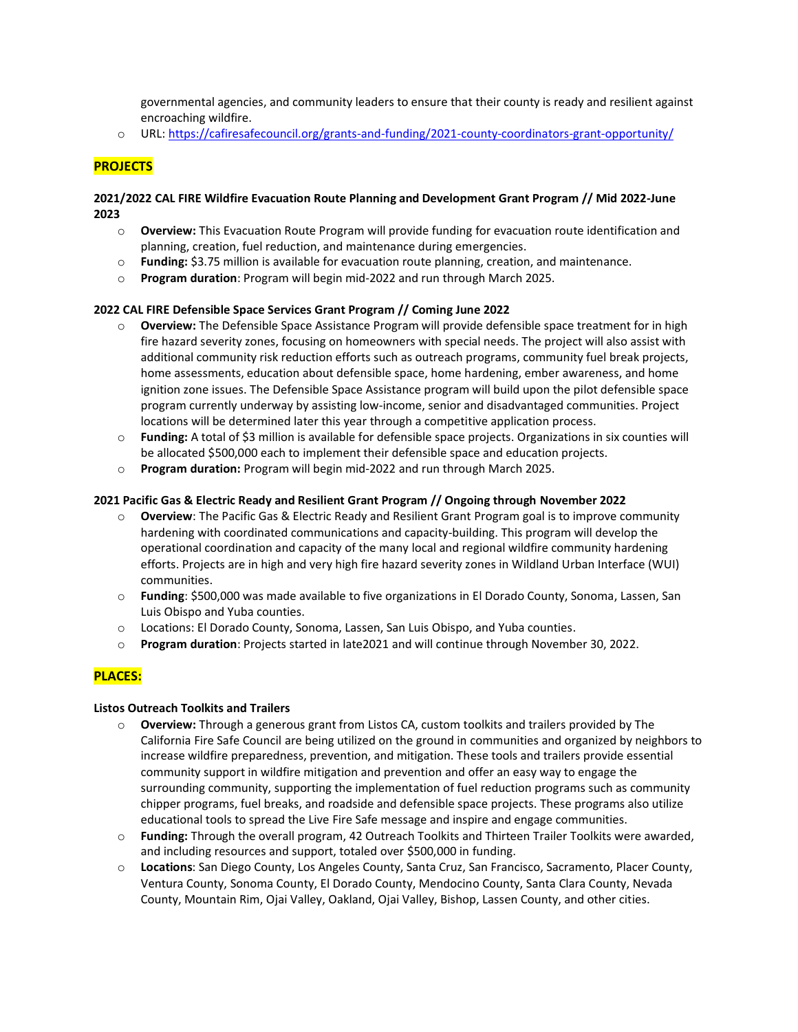governmental agencies, and community leaders to ensure that their county is ready and resilient against encroaching wildfire.

- URL: https://cafiresafecouncil.org/grants-and-funding/2021-county-coordinators-grant-opportunity/

## PROJECTS

**2021/2022 CAL FIRE Wildfire Evacuation Route Planning and Development Grant Program // Mid 2022-June 2023**

- **Overview:** This Evacuation Route Program will provide funding for evacuation route identification and planning, creation, fuel reduction, and maintenance during emergencies.
- **Funding:** $3.75 million is available for evacuation route planning, creation, and maintenance.
- **Program duration**: Program will begin mid-2022 and run through March 2025.

**2022 CAL FIRE Defensible Space Services Grant Program // Coming June 2022**

- **Overview:** The Defensible Space Assistance Program will provide defensible space treatment for in high fire hazard severity zones, focusing on homeowners with special needs. The project will also assist with additional community risk reduction efforts such as outreach programs, community fuel break projects, home assessments, education about defensible space, home hardening, ember awareness, and home ignition zone issues. The Defensible Space Assistance program will build upon the pilot defensible space program currently underway by assisting low-income, senior and disadvantaged communities. Project locations will be determined later this year through a competitive application process.
- **Funding:** A total of $3 million is available for defensible space projects. Organizations in six counties will be allocated $500,000 each to implement their defensible space and education projects.
- **Program duration:** Program will begin mid-2022 and run through March 2025.

**2021 Pacific Gas & Electric Ready and Resilient Grant Program // Ongoing through November 2022**

- **Overview**: The Pacific Gas & Electric Ready and Resilient Grant Program goal is to improve community hardening with coordinated communications and capacity-building. This program will develop the operational coordination and capacity of the many local and regional wildfire community hardening efforts. Projects are in high and very high fire hazard severity zones in Wildland Urban Interface (WUI) communities.
- **Funding**: $500,000 was made available to five organizations in El Dorado County, Sonoma, Lassen, San Luis Obispo and Yuba counties.
- Locations: El Dorado County, Sonoma, Lassen, San Luis Obispo, and Yuba counties.
- **Program duration**: Projects started in late2021 and will continue through November 30, 2022.

## PLACES:

**Listos Outreach Toolkits and Trailers**

- **Overview:** Through a generous grant from Listos CA, custom toolkits and trailers provided by The California Fire Safe Council are being utilized on the ground in communities and organized by neighbors to increase wildfire preparedness, prevention, and mitigation. These tools and trailers provide essential community support in wildfire mitigation and prevention and offer an easy way to engage the surrounding community, supporting the implementation of fuel reduction programs such as community chipper programs, fuel breaks, and roadside and defensible space projects. These programs also utilize educational tools to spread the Live Fire Safe message and inspire and engage communities.
- **Funding:** Through the overall program, 42 Outreach Toolkits and Thirteen Trailer Toolkits were awarded, and including resources and support, totaled over $500,000 in funding.
- **Locations**: San Diego County, Los Angeles County, Santa Cruz, San Francisco, Sacramento, Placer County, Ventura County, Sonoma County, El Dorado County, Mendocino County, Santa Clara County, Nevada County, Mountain Rim, Ojai Valley, Oakland, Ojai Valley, Bishop, Lassen County, and other cities.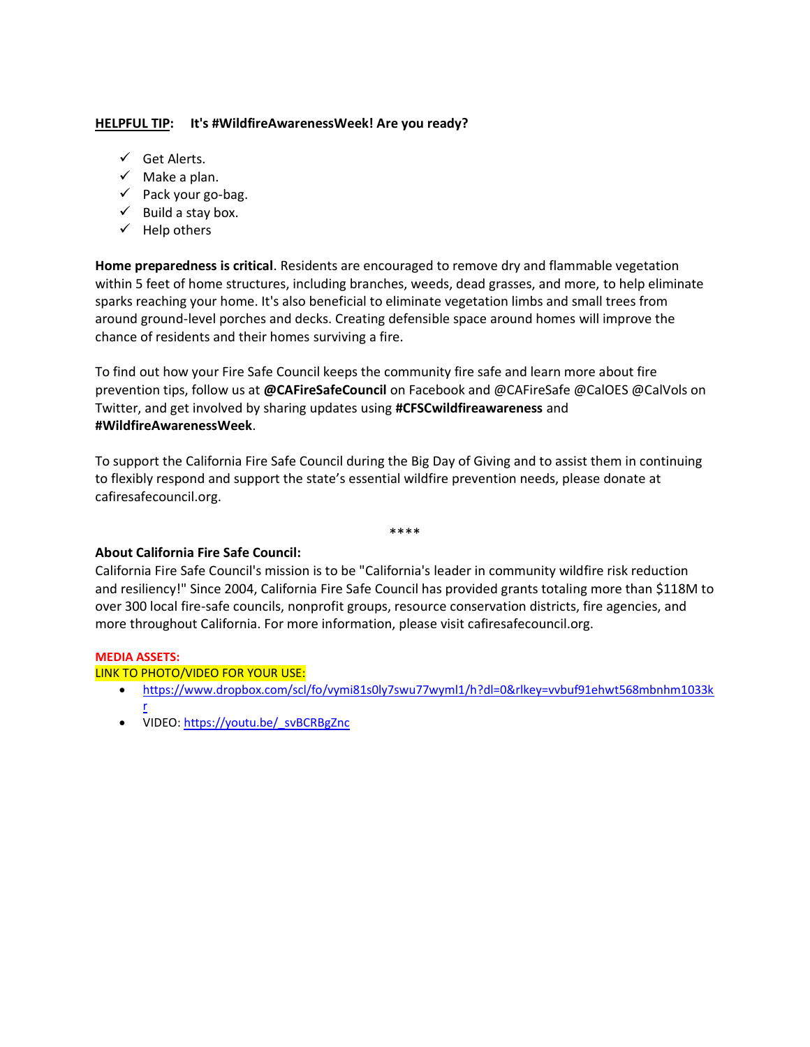**HELPFUL TIP**: **It's #WildfireAwarenessWeek! Are you ready?**

- ✓ Get Alerts.
- ✓ Make a plan.
- ✓ Pack your go-bag.
- ✓ Build a stay box.
- ✓ Help others

**Home preparedness is critical**. Residents are encouraged to remove dry and flammable vegetation within 5 feet of home structures, including branches, weeds, dead grasses, and more, to help eliminate sparks reaching your home. It's also beneficial to eliminate vegetation limbs and small trees from around ground-level porches and decks. Creating defensible space around homes will improve the chance of residents and their homes surviving a fire.

To find out how your Fire Safe Council keeps the community fire safe and learn more about fire prevention tips, follow us at **@CAFireSafeCouncil** on Facebook and @CAFireSafe @CalOES @CalVols on Twitter, and get involved by sharing updates using **#CFSCwildfireawareness** and **#WildfireAwarenessWeek**.

To support the California Fire Safe Council during the Big Day of Giving and to assist them in continuing to flexibly respond and support the state's essential wildfire prevention needs, please donate at cafiresafecouncil.org.

****

**About California Fire Safe Council:**
California Fire Safe Council's mission is to be "California's leader in community wildfire risk reduction and resiliency!" Since 2004, California Fire Safe Council has provided grants totaling more than $118M to over 300 local fire-safe councils, nonprofit groups, resource conservation districts, fire agencies, and more throughout California. For more information, please visit cafiresafecouncil.org.

**MEDIA ASSETS:**
LINK TO PHOTO/VIDEO FOR YOUR USE:

- https://www.dropbox.com/scl/fo/vymi81s0ly7swu77wyml1/h?dl=0&rlkey=vvbuf91ehwt568mbnhm1033kr
- VIDEO: https://youtu.be/_svBCRBgZnc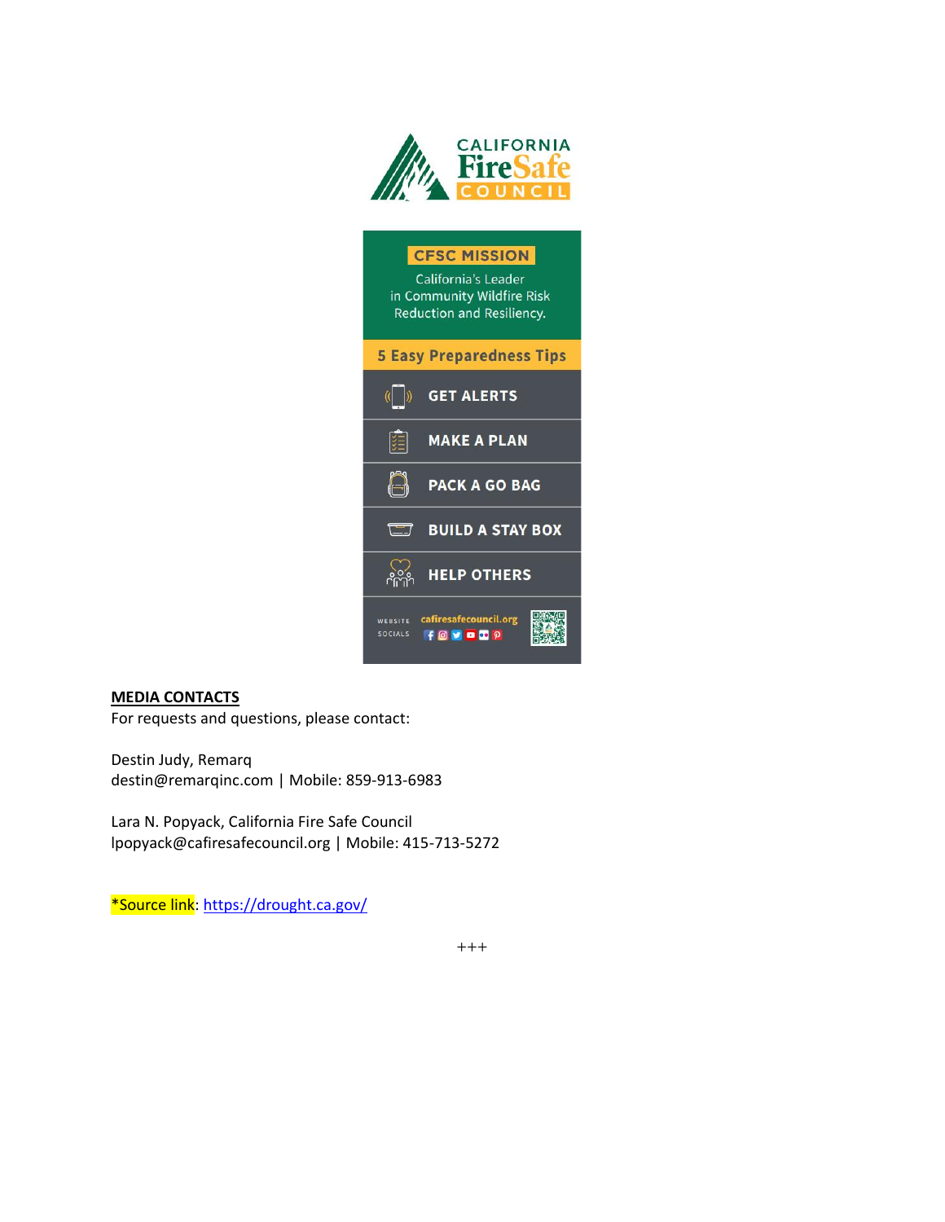CALIFORNIA FireSafe COUNCIL

CFSC MISSION

California's Leader in Community Wildfire Risk Reduction and Resiliency.

5 Easy Preparedness Tips

GET ALERTS

MAKE A PLAN

PACK A GO BAG

BUILD A STAY BOX

HELP OTHERS

WEBSITE cafiresafecouncil.org

SOCIALS

**MEDIA CONTACTS**

For requests and questions, please contact:

Destin Judy, Remarq
destin@remarqinc.com | Mobile: 859-913-6983

Lara N. Popyack, California Fire Safe Council
lpopyack@cafiresafecouncil.org | Mobile: 415-713-5272

*Source link: https://drought.ca.gov/

+++